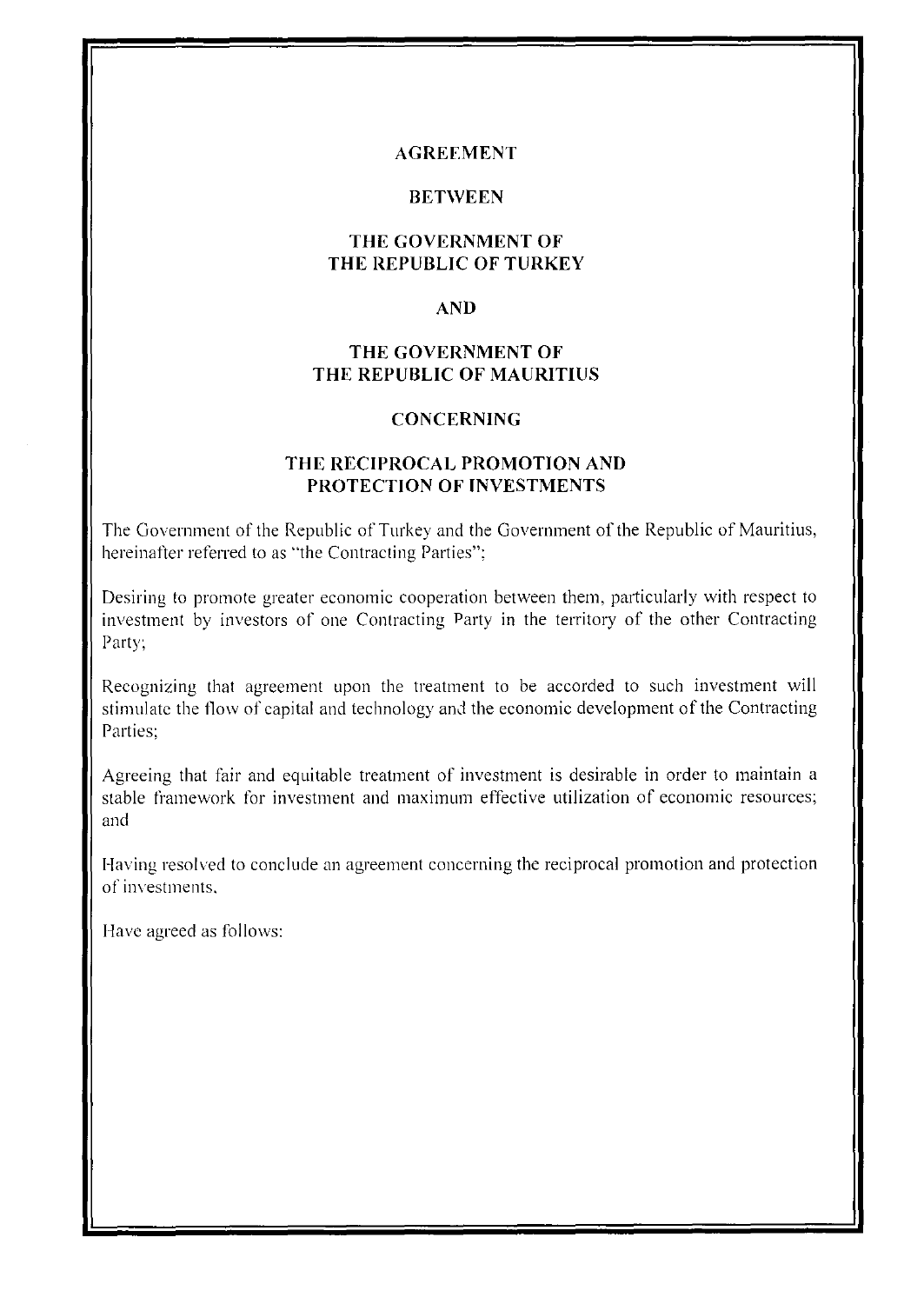# AGREEMENT

# BETWEEN

# THE GOVERNMENT OF THE REPUBLIC OF TURKEY

# AND

# THE GOVERNMENT OF THE REPUBLIC OF MAURITIUS

# CONCERNING

# THE RECIPROCAL PROMOTION AND PROTECTION OF INVESTMENTS

The Government of the Republic of Turkey and the Government of the Republic of Mauritius, hereinafter referred to as "the Contracting Parties";

Desiring to promote greater economic cooperation between them, particularly with respect to investment by investors of one Contracting Party in the territory of the other Contracting Party;

Recognizing that agreement upon the treatment to be accorded to such investment will stimulate the flow of capital and technology and the economic development of the Contracting Parties;

Agreeing that fair and equitable treatment of investment is desirable in order to maintain a stable framework for investment and maximum effective utilization of economic resources; and

Having resolved to conclude an agreement concerning the reciprocal promotion and protection of investments,

Have agreed as follows: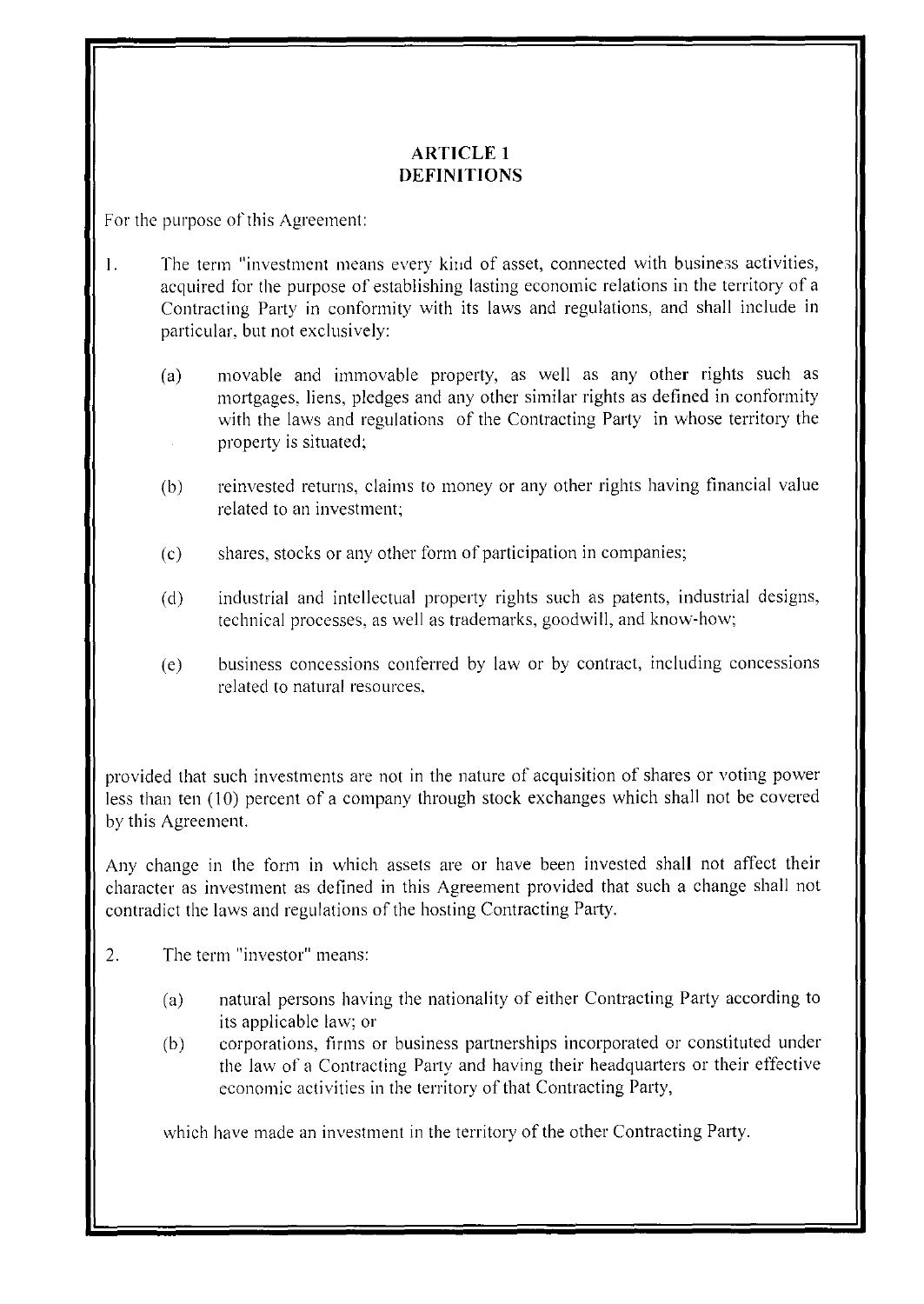## ARTICLE 1
## DEFINITIONS

For the purpose of this Agreement:

1. The term "investment means every kind of asset, connected with business activities, acquired for the purpose of establishing lasting economic relations in the territory of a Contracting Party in conformity with its laws and regulations, and shall include in particular, but not exclusively:

    (a) movable and immovable property, as well as any other rights such as mortgages, liens, pledges and any other similar rights as defined in conformity with the laws and regulations of the Contracting Party in whose territory the property is situated;

    (b) reinvested returns, claims to money or any other rights having financial value related to an investment;

    (c) shares, stocks or any other form of participation in companies;

    (d) industrial and intellectual property rights such as patents, industrial designs, technical processes, as well as trademarks, goodwill, and know-how;

    (e) business concessions conferred by law or by contract, including concessions related to natural resources,

provided that such investments are not in the nature of acquisition of shares or voting power less than ten (10) percent of a company through stock exchanges which shall not be covered by this Agreement.

Any change in the form in which assets are or have been invested shall not affect their character as investment as defined in this Agreement provided that such a change shall not contradict the laws and regulations of the hosting Contracting Party.

2. The term "investor" means:

    (a) natural persons having the nationality of either Contracting Party according to its applicable law; or
    (b) corporations, firms or business partnerships incorporated or constituted under the law of a Contracting Party and having their headquarters or their effective economic activities in the territory of that Contracting Party,

    which have made an investment in the territory of the other Contracting Party.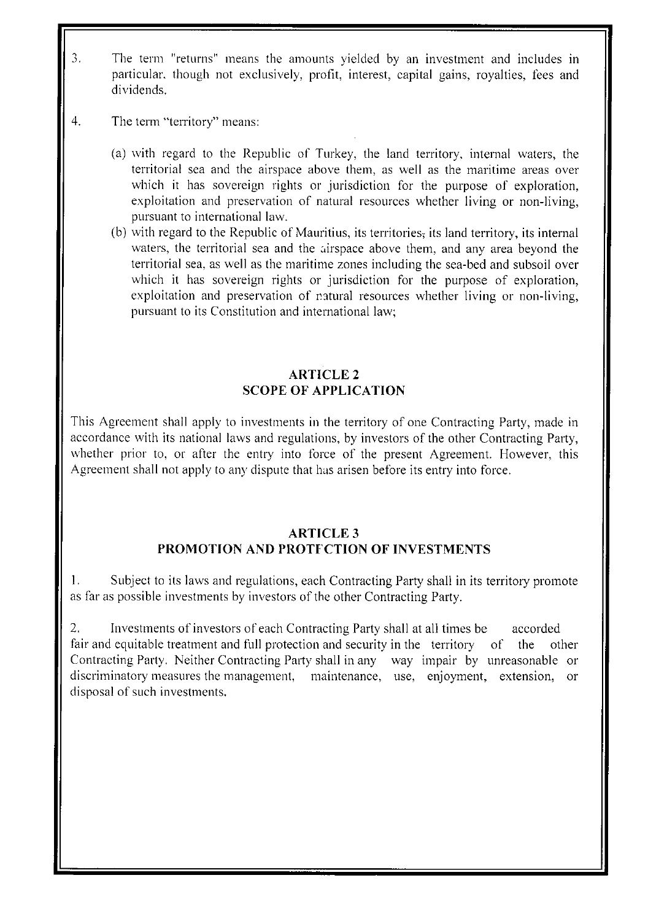3. The term "returns" means the amounts yielded by an investment and includes in particular, though not exclusively, profit, interest, capital gains, royalties, fees and dividends.

4. The term "territory" means:

   (a) with regard to the Republic of Turkey, the land territory, internal waters, the territorial sea and the airspace above them, as well as the maritime areas over which it has sovereign rights or jurisdiction for the purpose of exploration, exploitation and preservation of natural resources whether living or non-living, pursuant to international law.

   (b) with regard to the Republic of Mauritius, its territories, its land territory, its internal waters, the territorial sea and the airspace above them, and any area beyond the territorial sea, as well as the maritime zones including the sea-bed and subsoil over which it has sovereign rights or jurisdiction for the purpose of exploration, exploitation and preservation of natural resources whether living or non-living, pursuant to its Constitution and international law;

## ARTICLE 2
## SCOPE OF APPLICATION

This Agreement shall apply to investments in the territory of one Contracting Party, made in accordance with its national laws and regulations, by investors of the other Contracting Party, whether prior to, or after the entry into force of the present Agreement. However, this Agreement shall not apply to any dispute that has arisen before its entry into force.

## ARTICLE 3
## PROMOTION AND PROTECTION OF INVESTMENTS

1. Subject to its laws and regulations, each Contracting Party shall in its territory promote as far as possible investments by investors of the other Contracting Party.

2. Investments of investors of each Contracting Party shall at all times be accorded fair and equitable treatment and full protection and security in the territory of the other Contracting Party. Neither Contracting Party shall in any way impair by unreasonable or discriminatory measures the management, maintenance, use, enjoyment, extension, or disposal of such investments.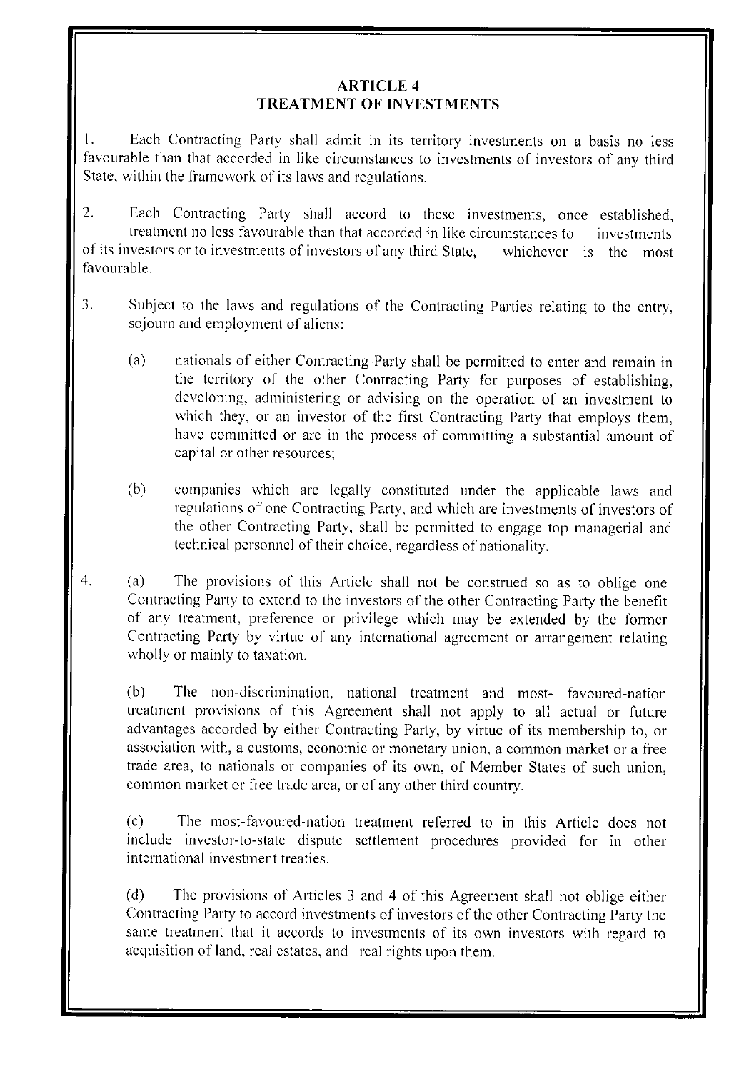## ARTICLE 4
## TREATMENT OF INVESTMENTS

1. Each Contracting Party shall admit in its territory investments on a basis no less favourable than that accorded in like circumstances to investments of investors of any third State, within the framework of its laws and regulations.

2. Each Contracting Party shall accord to these investments, once established, treatment no less favourable than that accorded in like circumstances to investments of its investors or to investments of investors of any third State, whichever is the most favourable.

3. Subject to the laws and regulations of the Contracting Parties relating to the entry, sojourn and employment of aliens:

   (a) nationals of either Contracting Party shall be permitted to enter and remain in the territory of the other Contracting Party for purposes of establishing, developing, administering or advising on the operation of an investment to which they, or an investor of the first Contracting Party that employs them, have committed or are in the process of committing a substantial amount of capital or other resources;

   (b) companies which are legally constituted under the applicable laws and regulations of one Contracting Party, and which are investments of investors of the other Contracting Party, shall be permitted to engage top managerial and technical personnel of their choice, regardless of nationality.

4. (a) The provisions of this Article shall not be construed so as to oblige one Contracting Party to extend to the investors of the other Contracting Party the benefit of any treatment, preference or privilege which may be extended by the former Contracting Party by virtue of any international agreement or arrangement relating wholly or mainly to taxation.

   (b) The non-discrimination, national treatment and most- favoured-nation treatment provisions of this Agreement shall not apply to all actual or future advantages accorded by either Contracting Party, by virtue of its membership to, or association with, a customs, economic or monetary union, a common market or a free trade area, to nationals or companies of its own, of Member States of such union, common market or free trade area, or of any other third country.

   (c) The most-favoured-nation treatment referred to in this Article does not include investor-to-state dispute settlement procedures provided for in other international investment treaties.

   (d) The provisions of Articles 3 and 4 of this Agreement shall not oblige either Contracting Party to accord investments of investors of the other Contracting Party the same treatment that it accords to investments of its own investors with regard to acquisition of land, real estates, and real rights upon them.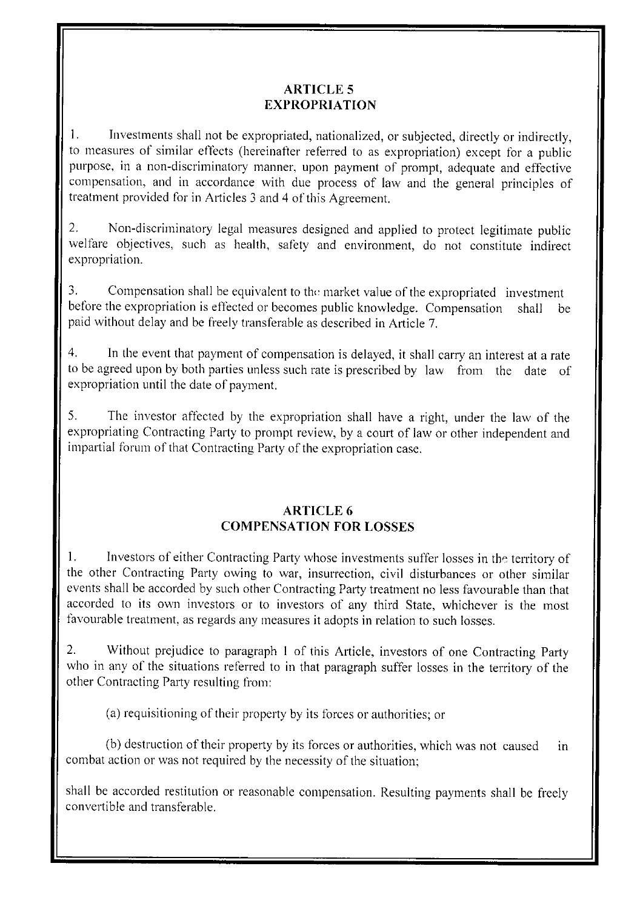## ARTICLE 5
## EXPROPRIATION

1. Investments shall not be expropriated, nationalized, or subjected, directly or indirectly, to measures of similar effects (hereinafter referred to as expropriation) except for a public purpose, in a non-discriminatory manner, upon payment of prompt, adequate and effective compensation, and in accordance with due process of law and the general principles of treatment provided for in Articles 3 and 4 of this Agreement.

2. Non-discriminatory legal measures designed and applied to protect legitimate public welfare objectives, such as health, safety and environment, do not constitute indirect expropriation.

3. Compensation shall be equivalent to the market value of the expropriated investment before the expropriation is effected or becomes public knowledge. Compensation shall be paid without delay and be freely transferable as described in Article 7.

4. In the event that payment of compensation is delayed, it shall carry an interest at a rate to be agreed upon by both parties unless such rate is prescribed by law from the date of expropriation until the date of payment.

5. The investor affected by the expropriation shall have a right, under the law of the expropriating Contracting Party to prompt review, by a court of law or other independent and impartial forum of that Contracting Party of the expropriation case.

## ARTICLE 6
## COMPENSATION FOR LOSSES

1. Investors of either Contracting Party whose investments suffer losses in the territory of the other Contracting Party owing to war, insurrection, civil disturbances or other similar events shall be accorded by such other Contracting Party treatment no less favourable than that accorded to its own investors or to investors of any third State, whichever is the most favourable treatment, as regards any measures it adopts in relation to such losses.

2. Without prejudice to paragraph 1 of this Article, investors of one Contracting Party who in any of the situations referred to in that paragraph suffer losses in the territory of the other Contracting Party resulting from:

(a) requisitioning of their property by its forces or authorities; or

(b) destruction of their property by its forces or authorities, which was not caused in combat action or was not required by the necessity of the situation;

shall be accorded restitution or reasonable compensation. Resulting payments shall be freely convertible and transferable.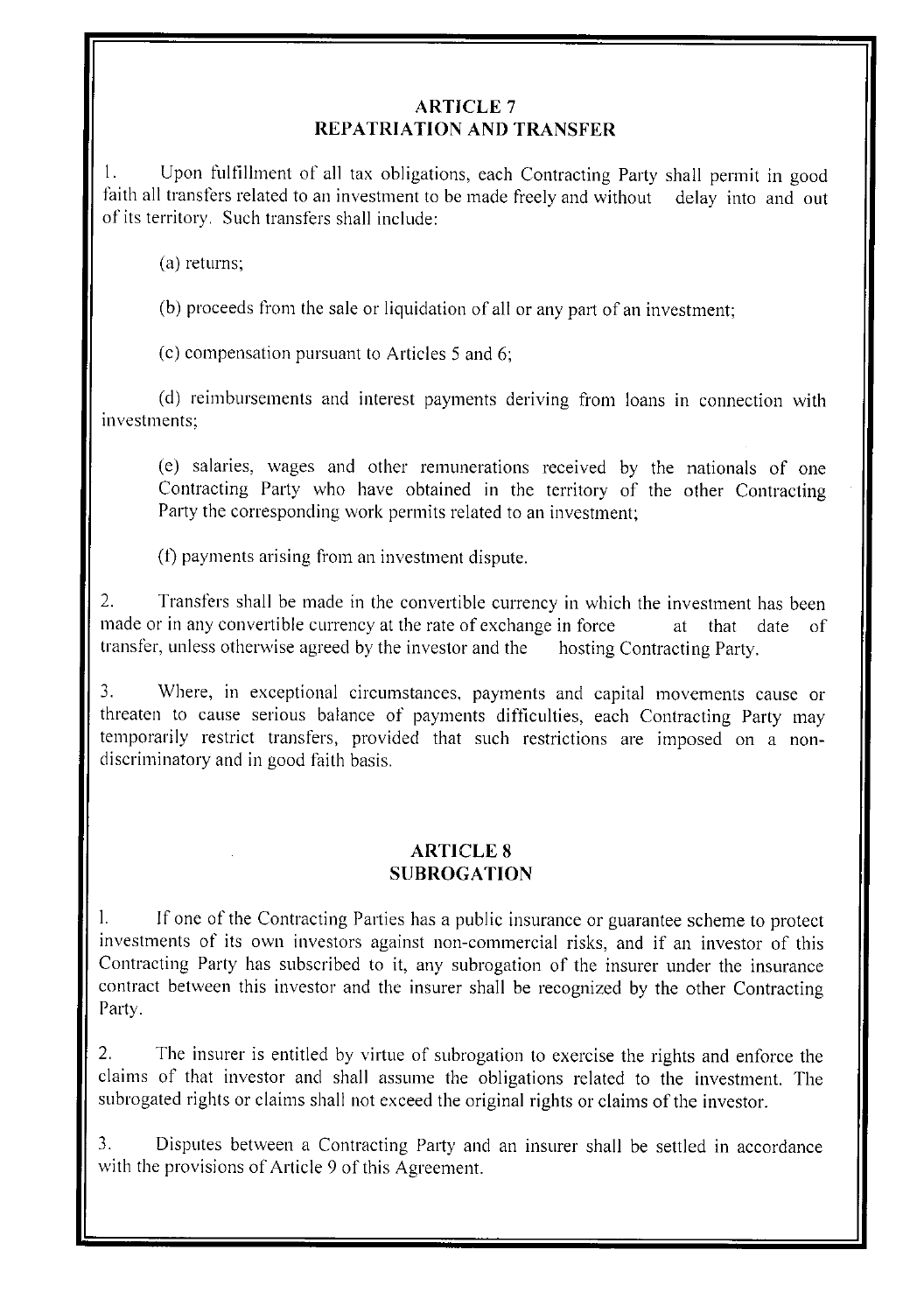## ARTICLE 7
## REPATRIATION AND TRANSFER

1. Upon fulfillment of all tax obligations, each Contracting Party shall permit in good faith all transfers related to an investment to be made freely and without delay into and out of its territory. Such transfers shall include:

(a) returns;

(b) proceeds from the sale or liquidation of all or any part of an investment;

(c) compensation pursuant to Articles 5 and 6;

(d) reimbursements and interest payments deriving from loans in connection with investments;

(e) salaries, wages and other remunerations received by the nationals of one Contracting Party who have obtained in the territory of the other Contracting Party the corresponding work permits related to an investment;

(f) payments arising from an investment dispute.

2. Transfers shall be made in the convertible currency in which the investment has been made or in any convertible currency at the rate of exchange in force at that date of transfer, unless otherwise agreed by the investor and the hosting Contracting Party.

3. Where, in exceptional circumstances, payments and capital movements cause or threaten to cause serious balance of payments difficulties, each Contracting Party may temporarily restrict transfers, provided that such restrictions are imposed on a non-discriminatory and in good faith basis.

## ARTICLE 8
## SUBROGATION

1. If one of the Contracting Parties has a public insurance or guarantee scheme to protect investments of its own investors against non-commercial risks, and if an investor of this Contracting Party has subscribed to it, any subrogation of the insurer under the insurance contract between this investor and the insurer shall be recognized by the other Contracting Party.

2. The insurer is entitled by virtue of subrogation to exercise the rights and enforce the claims of that investor and shall assume the obligations related to the investment. The subrogated rights or claims shall not exceed the original rights or claims of the investor.

3. Disputes between a Contracting Party and an insurer shall be settled in accordance with the provisions of Article 9 of this Agreement.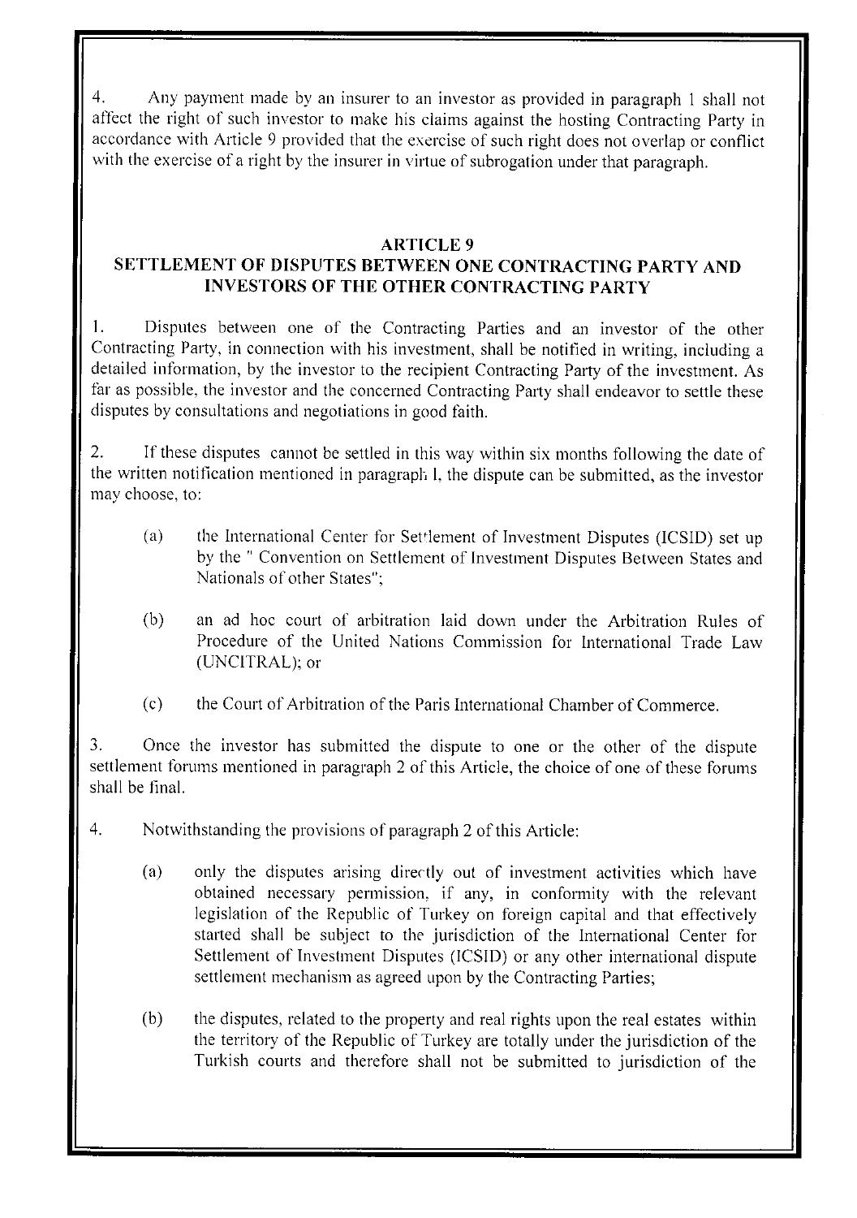4. Any payment made by an insurer to an investor as provided in paragraph 1 shall not affect the right of such investor to make his claims against the hosting Contracting Party in accordance with Article 9 provided that the exercise of such right does not overlap or conflict with the exercise of a right by the insurer in virtue of subrogation under that paragraph.

## ARTICLE 9
## SETTLEMENT OF DISPUTES BETWEEN ONE CONTRACTING PARTY AND INVESTORS OF THE OTHER CONTRACTING PARTY

1. Disputes between one of the Contracting Parties and an investor of the other Contracting Party, in connection with his investment, shall be notified in writing, including a detailed information, by the investor to the recipient Contracting Party of the investment. As far as possible, the investor and the concerned Contracting Party shall endeavor to settle these disputes by consultations and negotiations in good faith.

2. If these disputes cannot be settled in this way within six months following the date of the written notification mentioned in paragraph 1, the dispute can be submitted, as the investor may choose, to:

   (a) the International Center for Settlement of Investment Disputes (ICSID) set up by the " Convention on Settlement of Investment Disputes Between States and Nationals of other States";

   (b) an ad hoc court of arbitration laid down under the Arbitration Rules of Procedure of the United Nations Commission for International Trade Law (UNCITRAL); or

   (c) the Court of Arbitration of the Paris International Chamber of Commerce.

3. Once the investor has submitted the dispute to one or the other of the dispute settlement forums mentioned in paragraph 2 of this Article, the choice of one of these forums shall be final.

4. Notwithstanding the provisions of paragraph 2 of this Article:

   (a) only the disputes arising directly out of investment activities which have obtained necessary permission, if any, in conformity with the relevant legislation of the Republic of Turkey on foreign capital and that effectively started shall be subject to the jurisdiction of the International Center for Settlement of Investment Disputes (ICSID) or any other international dispute settlement mechanism as agreed upon by the Contracting Parties;

   (b) the disputes, related to the property and real rights upon the real estates within the territory of the Republic of Turkey are totally under the jurisdiction of the Turkish courts and therefore shall not be submitted to jurisdiction of the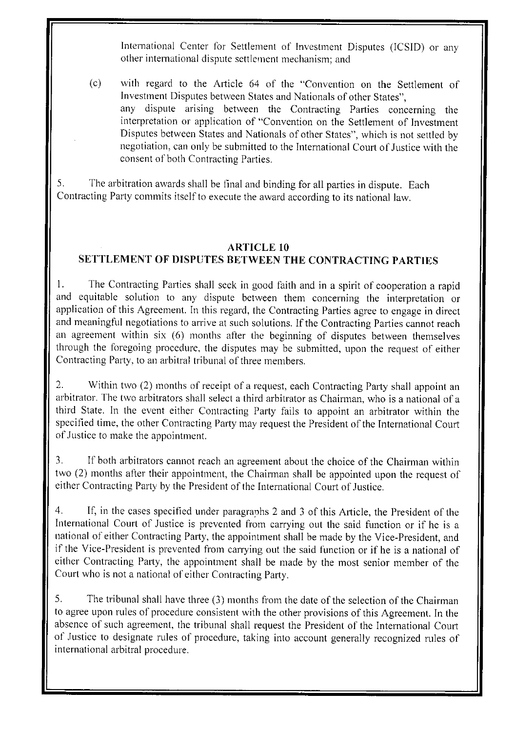International Center for Settlement of Investment Disputes (ICSID) or any other international dispute settlement mechanism; and

(c) with regard to the Article 64 of the "Convention on the Settlement of Investment Disputes between States and Nationals of other States", any dispute arising between the Contracting Parties concerning the interpretation or application of "Convention on the Settlement of Investment Disputes between States and Nationals of other States", which is not settled by negotiation, can only be submitted to the International Court of Justice with the consent of both Contracting Parties.

5. The arbitration awards shall be final and binding for all parties in dispute. Each Contracting Party commits itself to execute the award according to its national law.

## ARTICLE 10
## SETTLEMENT OF DISPUTES BETWEEN THE CONTRACTING PARTIES

1. The Contracting Parties shall seek in good faith and in a spirit of cooperation a rapid and equitable solution to any dispute between them concerning the interpretation or application of this Agreement. In this regard, the Contracting Parties agree to engage in direct and meaningful negotiations to arrive at such solutions. If the Contracting Parties cannot reach an agreement within six (6) months after the beginning of disputes between themselves through the foregoing procedure, the disputes may be submitted, upon the request of either Contracting Party, to an arbitral tribunal of three members.

2. Within two (2) months of receipt of a request, each Contracting Party shall appoint an arbitrator. The two arbitrators shall select a third arbitrator as Chairman, who is a national of a third State. In the event either Contracting Party fails to appoint an arbitrator within the specified time, the other Contracting Party may request the President of the International Court of Justice to make the appointment.

3. If both arbitrators cannot reach an agreement about the choice of the Chairman within two (2) months after their appointment, the Chairman shall be appointed upon the request of either Contracting Party by the President of the International Court of Justice.

4. If, in the cases specified under paragraphs 2 and 3 of this Article, the President of the International Court of Justice is prevented from carrying out the said function or if he is a national of either Contracting Party, the appointment shall be made by the Vice-President, and if the Vice-President is prevented from carrying out the said function or if he is a national of either Contracting Party, the appointment shall be made by the most senior member of the Court who is not a national of either Contracting Party.

5. The tribunal shall have three (3) months from the date of the selection of the Chairman to agree upon rules of procedure consistent with the other provisions of this Agreement. In the absence of such agreement, the tribunal shall request the President of the International Court of Justice to designate rules of procedure, taking into account generally recognized rules of international arbitral procedure.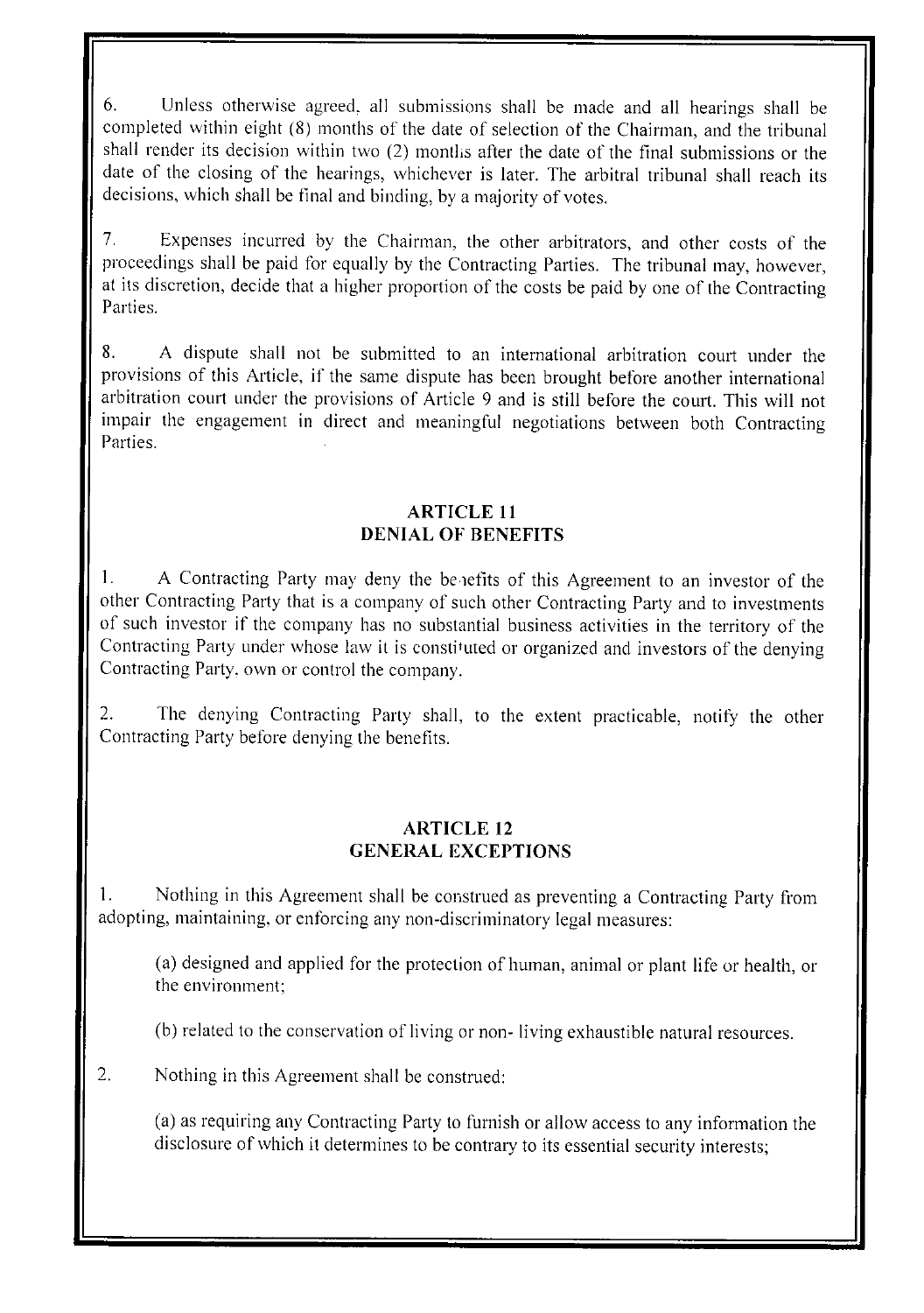6. Unless otherwise agreed, all submissions shall be made and all hearings shall be completed within eight (8) months of the date of selection of the Chairman, and the tribunal shall render its decision within two (2) months after the date of the final submissions or the date of the closing of the hearings, whichever is later. The arbitral tribunal shall reach its decisions, which shall be final and binding, by a majority of votes.

7. Expenses incurred by the Chairman, the other arbitrators, and other costs of the proceedings shall be paid for equally by the Contracting Parties. The tribunal may, however, at its discretion, decide that a higher proportion of the costs be paid by one of the Contracting Parties.

8. A dispute shall not be submitted to an international arbitration court under the provisions of this Article, if the same dispute has been brought before another international arbitration court under the provisions of Article 9 and is still before the court. This will not impair the engagement in direct and meaningful negotiations between both Contracting Parties.

## ARTICLE 11
## DENIAL OF BENEFITS

1. A Contracting Party may deny the benefits of this Agreement to an investor of the other Contracting Party that is a company of such other Contracting Party and to investments of such investor if the company has no substantial business activities in the territory of the Contracting Party under whose law it is constituted or organized and investors of the denying Contracting Party, own or control the company.

2. The denying Contracting Party shall, to the extent practicable, notify the other Contracting Party before denying the benefits.

## ARTICLE 12
## GENERAL EXCEPTIONS

1. Nothing in this Agreement shall be construed as preventing a Contracting Party from adopting, maintaining, or enforcing any non-discriminatory legal measures:

(a) designed and applied for the protection of human, animal or plant life or health, or the environment;

(b) related to the conservation of living or non- living exhaustible natural resources.

2. Nothing in this Agreement shall be construed:

(a) as requiring any Contracting Party to furnish or allow access to any information the disclosure of which it determines to be contrary to its essential security interests;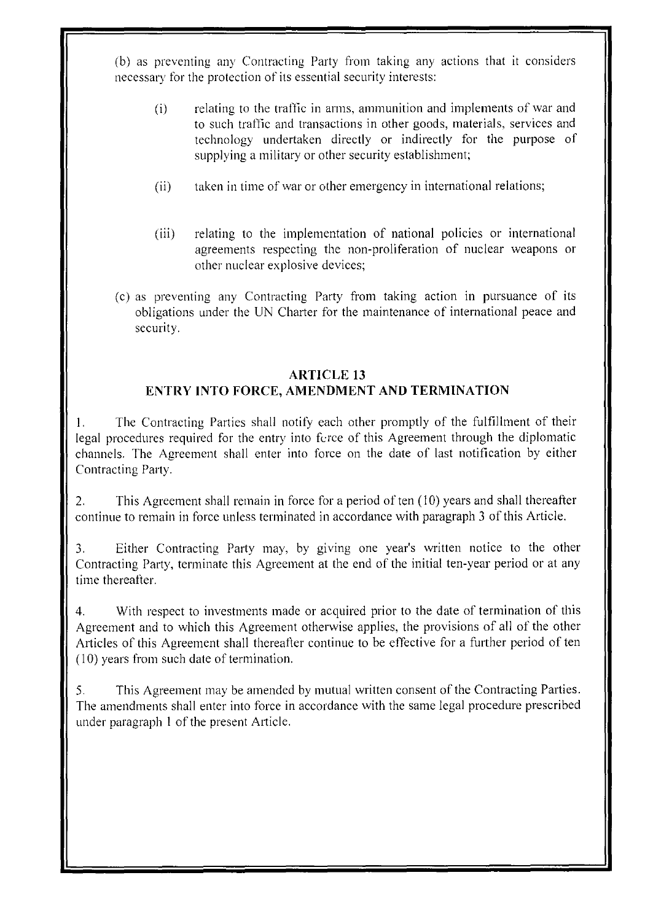(b) as preventing any Contracting Party from taking any actions that it considers necessary for the protection of its essential security interests:

> (i) relating to the traffic in arms, ammunition and implements of war and to such traffic and transactions in other goods, materials, services and technology undertaken directly or indirectly for the purpose of supplying a military or other security establishment;
>
> (ii) taken in time of war or other emergency in international relations;
>
> (iii) relating to the implementation of national policies or international agreements respecting the non-proliferation of nuclear weapons or other nuclear explosive devices;

(c) as preventing any Contracting Party from taking action in pursuance of its obligations under the UN Charter for the maintenance of international peace and security.

## ARTICLE 13
## ENTRY INTO FORCE, AMENDMENT AND TERMINATION

1. The Contracting Parties shall notify each other promptly of the fulfillment of their legal procedures required for the entry into force of this Agreement through the diplomatic channels. The Agreement shall enter into force on the date of last notification by either Contracting Party.

2. This Agreement shall remain in force for a period of ten (10) years and shall thereafter continue to remain in force unless terminated in accordance with paragraph 3 of this Article.

3. Either Contracting Party may, by giving one year's written notice to the other Contracting Party, terminate this Agreement at the end of the initial ten-year period or at any time thereafter.

4. With respect to investments made or acquired prior to the date of termination of this Agreement and to which this Agreement otherwise applies, the provisions of all of the other Articles of this Agreement shall thereafter continue to be effective for a further period of ten (10) years from such date of termination.

5. This Agreement may be amended by mutual written consent of the Contracting Parties. The amendments shall enter into force in accordance with the same legal procedure prescribed under paragraph 1 of the present Article.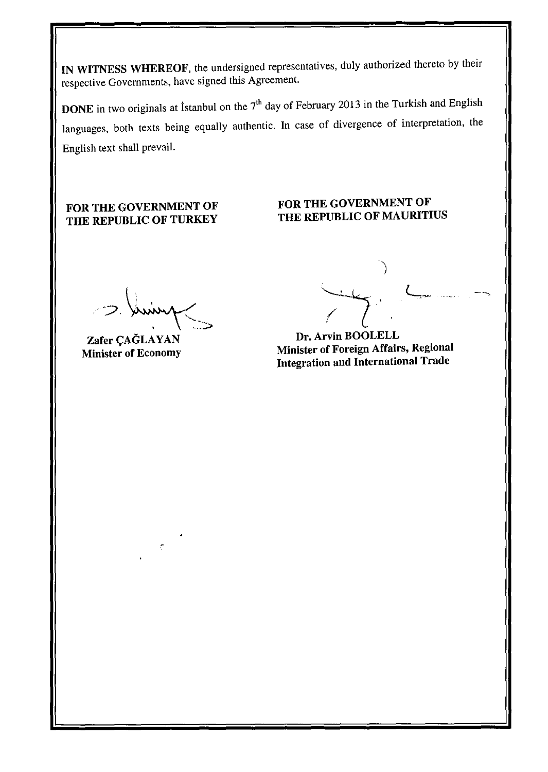**IN WITNESS WHEREOF**, the undersigned representatives, duly authorized thereto by their respective Governments, have signed this Agreement.

**DONE** in two originals at İstanbul on the 7th day of February 2013 in the Turkish and English languages, both texts being equally authentic. In case of divergence of interpretation, the English text shall prevail.

| | |
|---|---|
| **FOR THE GOVERNMENT OF THE REPUBLIC OF TURKEY** | **FOR THE GOVERNMENT OF THE REPUBLIC OF MAURITIUS** |
| **Zafer ÇAĞLAYAN** | **Dr. Arvin BOOLELL** |
| **Minister of Economy** | **Minister of Foreign Affairs, Regional Integration and International Trade** |